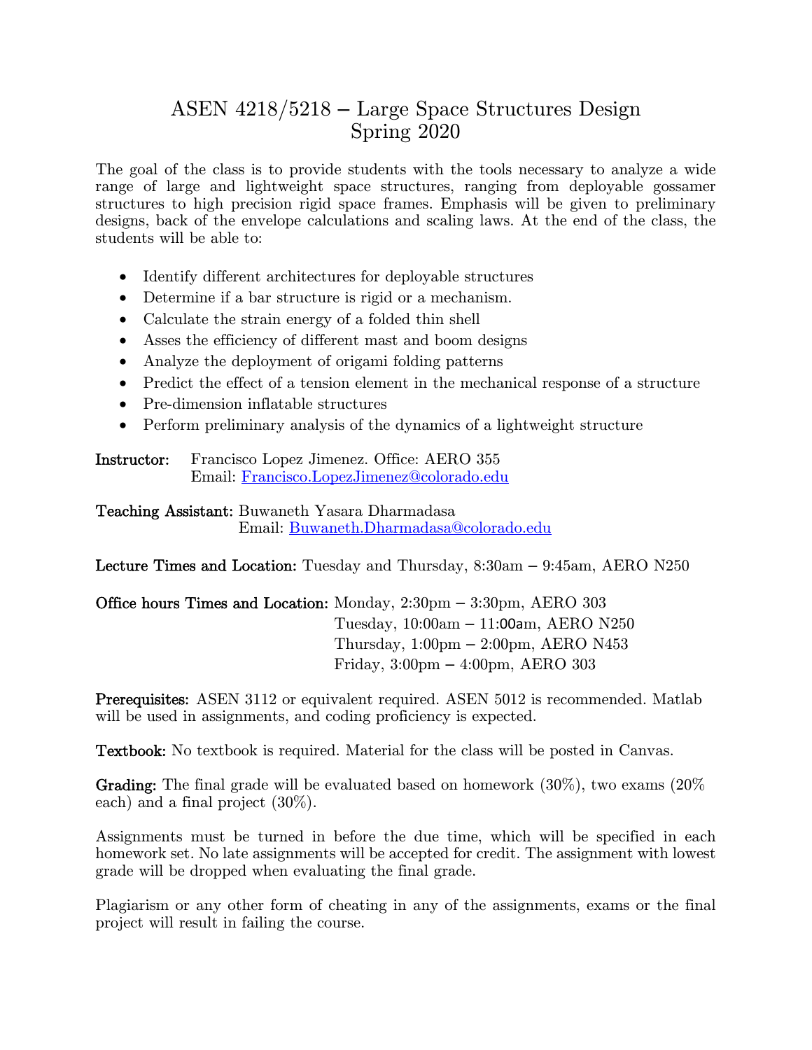# ASEN 4218/5218 – Large Space Structures Design
## Spring 2020

The goal of the class is to provide students with the tools necessary to analyze a wide range of large and lightweight space structures, ranging from deployable gossamer structures to high precision rigid space frames. Emphasis will be given to preliminary designs, back of the envelope calculations and scaling laws. At the end of the class, the students will be able to:

- Identify different architectures for deployable structures
- Determine if a bar structure is rigid or a mechanism.
- Calculate the strain energy of a folded thin shell
- Asses the efficiency of different mast and boom designs
- Analyze the deployment of origami folding patterns
- Predict the effect of a tension element in the mechanical response of a structure
- Pre-dimension inflatable structures
- Perform preliminary analysis of the dynamics of a lightweight structure

**Instructor:** Francisco Lopez Jimenez. Office: AERO 355
Email: [Francisco.LopezJimenez@colorado.edu](mailto:Francisco.LopezJimenez@colorado.edu)

**Teaching Assistant:** Buwaneth Yasara Dharmadasa
Email: [Buwaneth.Dharmadasa@colorado.edu](mailto:Buwaneth.Dharmadasa@colorado.edu)

**Lecture Times and Location:** Tuesday and Thursday, 8:30am – 9:45am, AERO N250

**Office hours Times and Location:** Monday, 2:30pm – 3:30pm, AERO 303
Tuesday, 10:00am – 11:00am, AERO N250
Thursday, 1:00pm – 2:00pm, AERO N453
Friday, 3:00pm – 4:00pm, AERO 303

**Prerequisites:** ASEN 3112 or equivalent required. ASEN 5012 is recommended. Matlab will be used in assignments, and coding proficiency is expected.

**Textbook:** No textbook is required. Material for the class will be posted in Canvas.

**Grading:** The final grade will be evaluated based on homework (30%), two exams (20% each) and a final project (30%).

Assignments must be turned in before the due time, which will be specified in each homework set. No late assignments will be accepted for credit. The assignment with lowest grade will be dropped when evaluating the final grade.

Plagiarism or any other form of cheating in any of the assignments, exams or the final project will result in failing the course.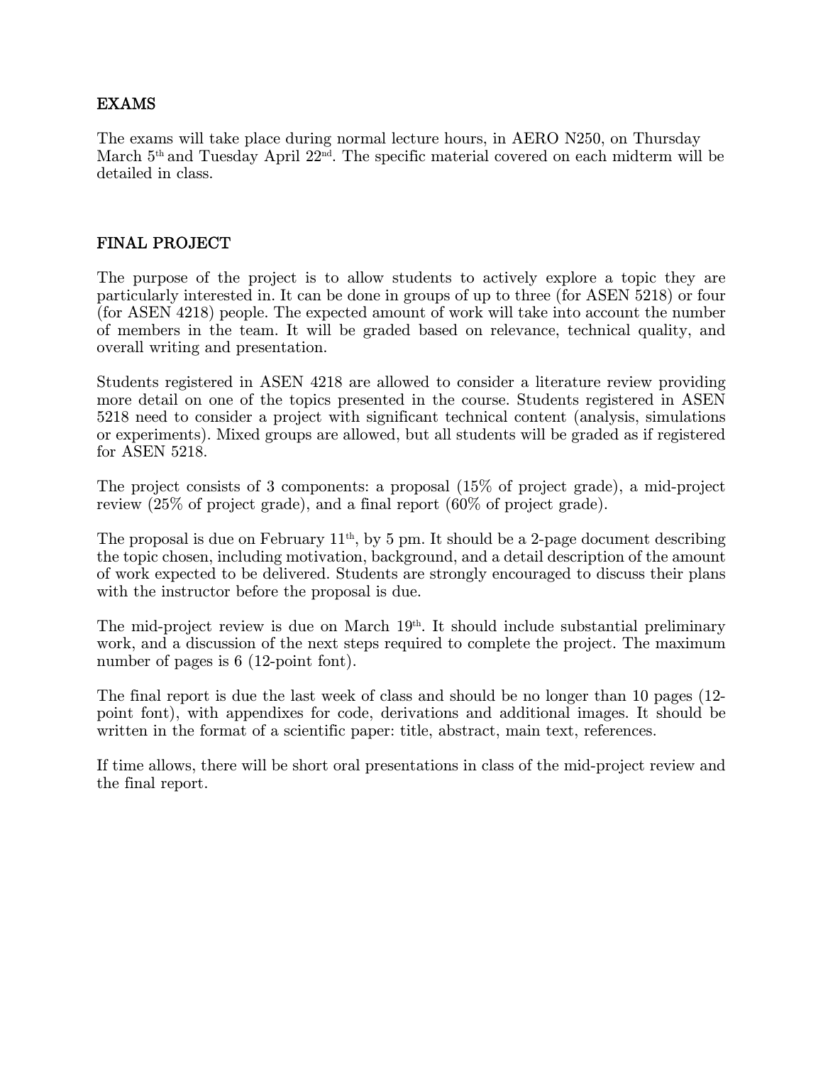## EXAMS

The exams will take place during normal lecture hours, in AERO N250, on Thursday March 5th and Tuesday April 22nd. The specific material covered on each midterm will be detailed in class.

## FINAL PROJECT

The purpose of the project is to allow students to actively explore a topic they are particularly interested in. It can be done in groups of up to three (for ASEN 5218) or four (for ASEN 4218) people. The expected amount of work will take into account the number of members in the team. It will be graded based on relevance, technical quality, and overall writing and presentation.

Students registered in ASEN 4218 are allowed to consider a literature review providing more detail on one of the topics presented in the course. Students registered in ASEN 5218 need to consider a project with significant technical content (analysis, simulations or experiments). Mixed groups are allowed, but all students will be graded as if registered for ASEN 5218.

The project consists of 3 components: a proposal (15% of project grade), a mid-project review (25% of project grade), and a final report (60% of project grade).

The proposal is due on February 11th, by 5 pm. It should be a 2-page document describing the topic chosen, including motivation, background, and a detail description of the amount of work expected to be delivered. Students are strongly encouraged to discuss their plans with the instructor before the proposal is due.

The mid-project review is due on March 19th. It should include substantial preliminary work, and a discussion of the next steps required to complete the project. The maximum number of pages is 6 (12-point font).

The final report is due the last week of class and should be no longer than 10 pages (12-point font), with appendixes for code, derivations and additional images. It should be written in the format of a scientific paper: title, abstract, main text, references.

If time allows, there will be short oral presentations in class of the mid-project review and the final report.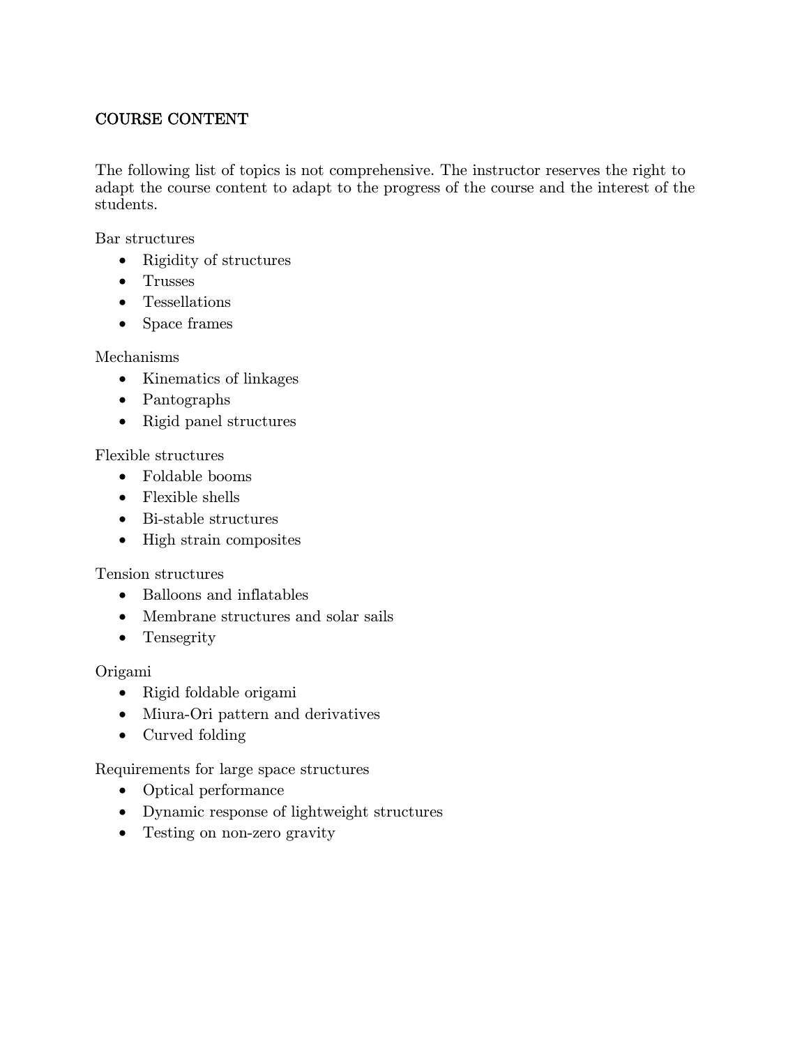## COURSE CONTENT

The following list of topics is not comprehensive. The instructor reserves the right to adapt the course content to adapt to the progress of the course and the interest of the students.

Bar structures

- Rigidity of structures
- Trusses
- Tessellations
- Space frames

Mechanisms

- Kinematics of linkages
- Pantographs
- Rigid panel structures

Flexible structures

- Foldable booms
- Flexible shells
- Bi-stable structures
- High strain composites

Tension structures

- Balloons and inflatables
- Membrane structures and solar sails
- Tensegrity

Origami

- Rigid foldable origami
- Miura-Ori pattern and derivatives
- Curved folding

Requirements for large space structures

- Optical performance
- Dynamic response of lightweight structures
- Testing on non-zero gravity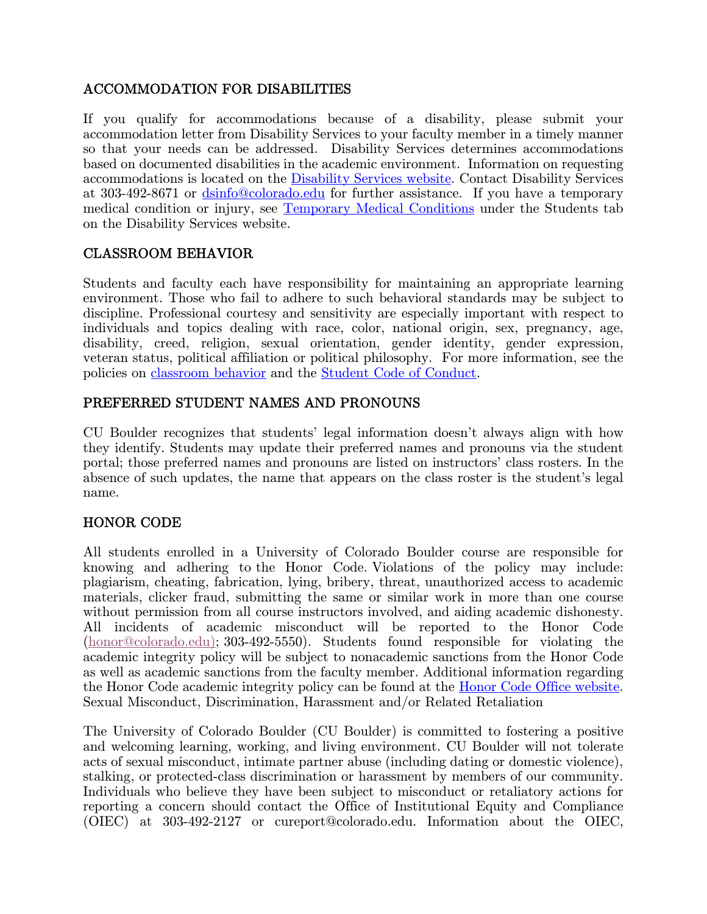## ACCOMMODATION FOR DISABILITIES

If you qualify for accommodations because of a disability, please submit your accommodation letter from Disability Services to your faculty member in a timely manner so that your needs can be addressed. Disability Services determines accommodations based on documented disabilities in the academic environment. Information on requesting accommodations is located on the [Disability Services website](). Contact Disability Services at 303-492-8671 or [dsinfo@colorado.edu]() for further assistance. If you have a temporary medical condition or injury, see [Temporary Medical Conditions]() under the Students tab on the Disability Services website.

## CLASSROOM BEHAVIOR

Students and faculty each have responsibility for maintaining an appropriate learning environment. Those who fail to adhere to such behavioral standards may be subject to discipline. Professional courtesy and sensitivity are especially important with respect to individuals and topics dealing with race, color, national origin, sex, pregnancy, age, disability, creed, religion, sexual orientation, gender identity, gender expression, veteran status, political affiliation or political philosophy. For more information, see the policies on [classroom behavior]() and the [Student Code of Conduct]().

## PREFERRED STUDENT NAMES AND PRONOUNS

CU Boulder recognizes that students' legal information doesn't always align with how they identify. Students may update their preferred names and pronouns via the student portal; those preferred names and pronouns are listed on instructors' class rosters. In the absence of such updates, the name that appears on the class roster is the student's legal name.

## HONOR CODE

All students enrolled in a University of Colorado Boulder course are responsible for knowing and adhering to the Honor Code. Violations of the policy may include: plagiarism, cheating, fabrication, lying, bribery, threat, unauthorized access to academic materials, clicker fraud, submitting the same or similar work in more than one course without permission from all course instructors involved, and aiding academic dishonesty. All incidents of academic misconduct will be reported to the Honor Code ([honor@colorado.edu);]() 303-492-5550). Students found responsible for violating the academic integrity policy will be subject to nonacademic sanctions from the Honor Code as well as academic sanctions from the faculty member. Additional information regarding the Honor Code academic integrity policy can be found at the [Honor Code Office website]().
Sexual Misconduct, Discrimination, Harassment and/or Related Retaliation

The University of Colorado Boulder (CU Boulder) is committed to fostering a positive and welcoming learning, working, and living environment. CU Boulder will not tolerate acts of sexual misconduct, intimate partner abuse (including dating or domestic violence), stalking, or protected-class discrimination or harassment by members of our community. Individuals who believe they have been subject to misconduct or retaliatory actions for reporting a concern should contact the Office of Institutional Equity and Compliance (OIEC) at 303-492-2127 or cureport@colorado.edu. Information about the OIEC,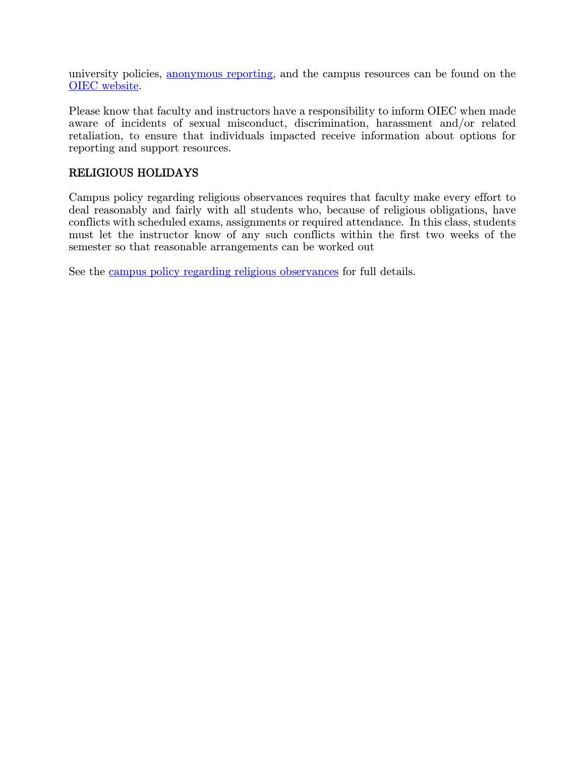university policies, [anonymous reporting](), and the campus resources can be found on the [OIEC website]().

Please know that faculty and instructors have a responsibility to inform OIEC when made aware of incidents of sexual misconduct, discrimination, harassment and/or related retaliation, to ensure that individuals impacted receive information about options for reporting and support resources.

## RELIGIOUS HOLIDAYS

Campus policy regarding religious observances requires that faculty make every effort to deal reasonably and fairly with all students who, because of religious obligations, have conflicts with scheduled exams, assignments or required attendance. In this class, students must let the instructor know of any such conflicts within the first two weeks of the semester so that reasonable arrangements can be worked out

See the [campus policy regarding religious observances]() for full details.